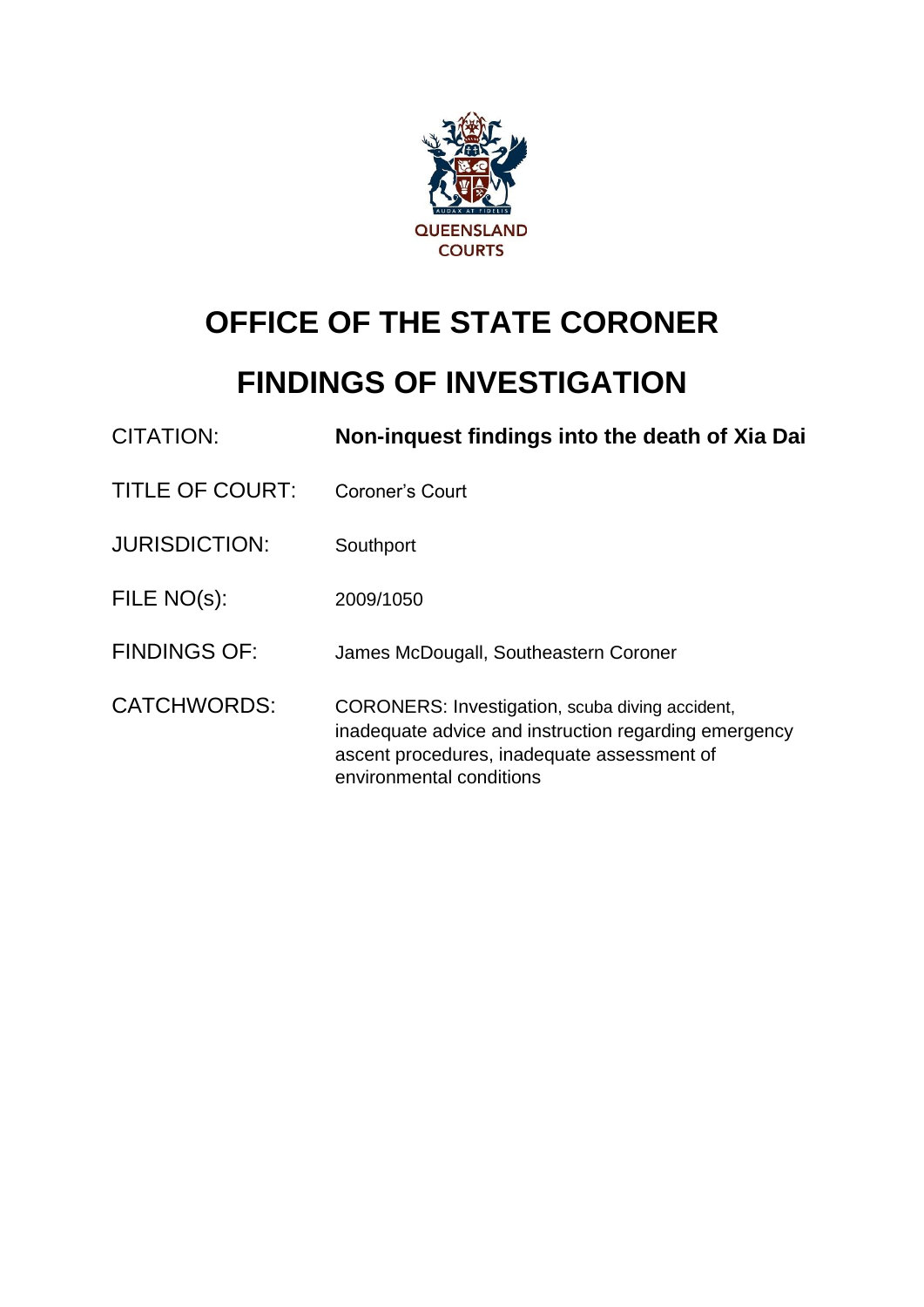QUEENSLAND COURTS

# OFFICE OF THE STATE CORONER

# FINDINGS OF INVESTIGATION

| | |
|---|---|
| CITATION: | **Non-inquest findings into the death of Xia Dai** |
| TITLE OF COURT: | Coroner's Court |
| JURISDICTION: | Southport |
| FILE NO(s): | 2009/1050 |
| FINDINGS OF: | James McDougall, Southeastern Coroner |
| CATCHWORDS: | CORONERS: Investigation, scuba diving accident, inadequate advice and instruction regarding emergency ascent procedures, inadequate assessment of environmental conditions |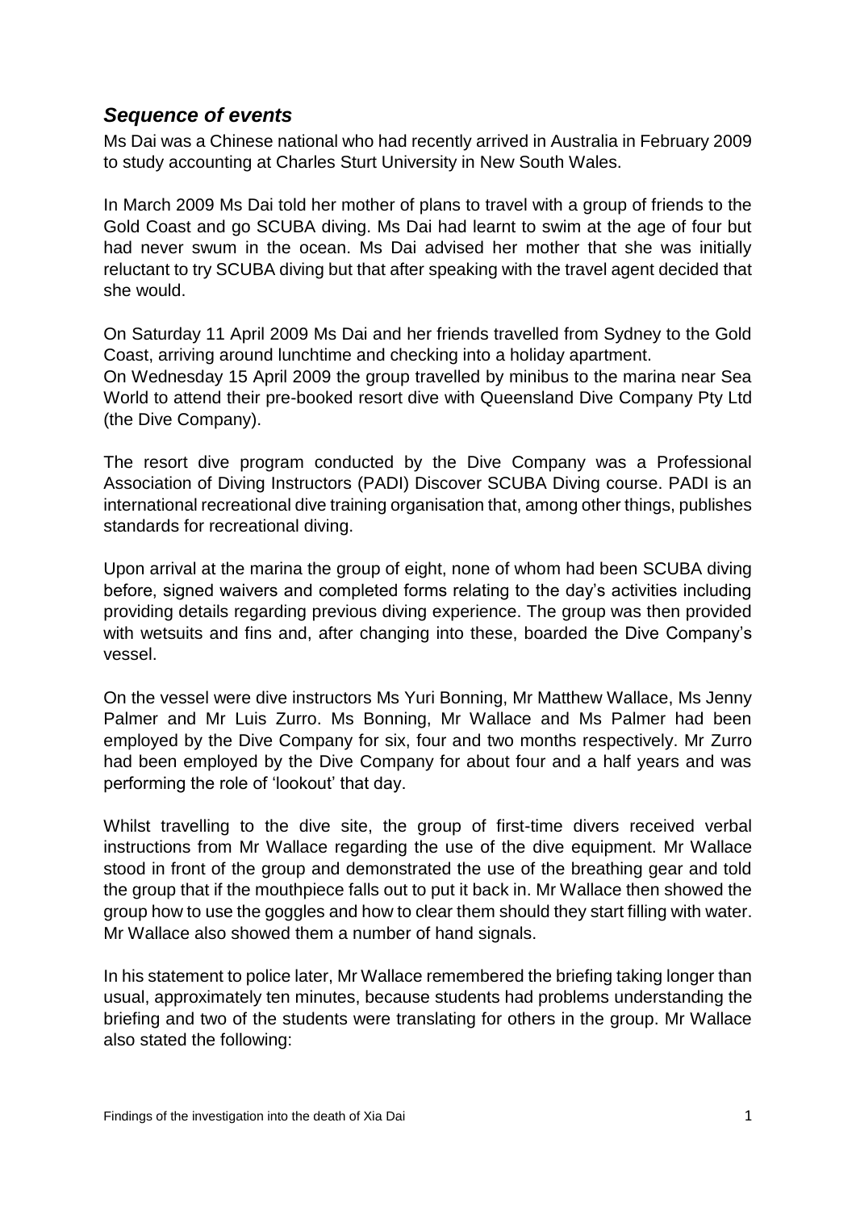## *Sequence of events*

Ms Dai was a Chinese national who had recently arrived in Australia in February 2009 to study accounting at Charles Sturt University in New South Wales.

In March 2009 Ms Dai told her mother of plans to travel with a group of friends to the Gold Coast and go SCUBA diving. Ms Dai had learnt to swim at the age of four but had never swum in the ocean. Ms Dai advised her mother that she was initially reluctant to try SCUBA diving but that after speaking with the travel agent decided that she would.

On Saturday 11 April 2009 Ms Dai and her friends travelled from Sydney to the Gold Coast, arriving around lunchtime and checking into a holiday apartment.
On Wednesday 15 April 2009 the group travelled by minibus to the marina near Sea World to attend their pre-booked resort dive with Queensland Dive Company Pty Ltd (the Dive Company).

The resort dive program conducted by the Dive Company was a Professional Association of Diving Instructors (PADI) Discover SCUBA Diving course. PADI is an international recreational dive training organisation that, among other things, publishes standards for recreational diving.

Upon arrival at the marina the group of eight, none of whom had been SCUBA diving before, signed waivers and completed forms relating to the day's activities including providing details regarding previous diving experience. The group was then provided with wetsuits and fins and, after changing into these, boarded the Dive Company's vessel.

On the vessel were dive instructors Ms Yuri Bonning, Mr Matthew Wallace, Ms Jenny Palmer and Mr Luis Zurro. Ms Bonning, Mr Wallace and Ms Palmer had been employed by the Dive Company for six, four and two months respectively. Mr Zurro had been employed by the Dive Company for about four and a half years and was performing the role of 'lookout' that day.

Whilst travelling to the dive site, the group of first-time divers received verbal instructions from Mr Wallace regarding the use of the dive equipment. Mr Wallace stood in front of the group and demonstrated the use of the breathing gear and told the group that if the mouthpiece falls out to put it back in. Mr Wallace then showed the group how to use the goggles and how to clear them should they start filling with water. Mr Wallace also showed them a number of hand signals.

In his statement to police later, Mr Wallace remembered the briefing taking longer than usual, approximately ten minutes, because students had problems understanding the briefing and two of the students were translating for others in the group. Mr Wallace also stated the following: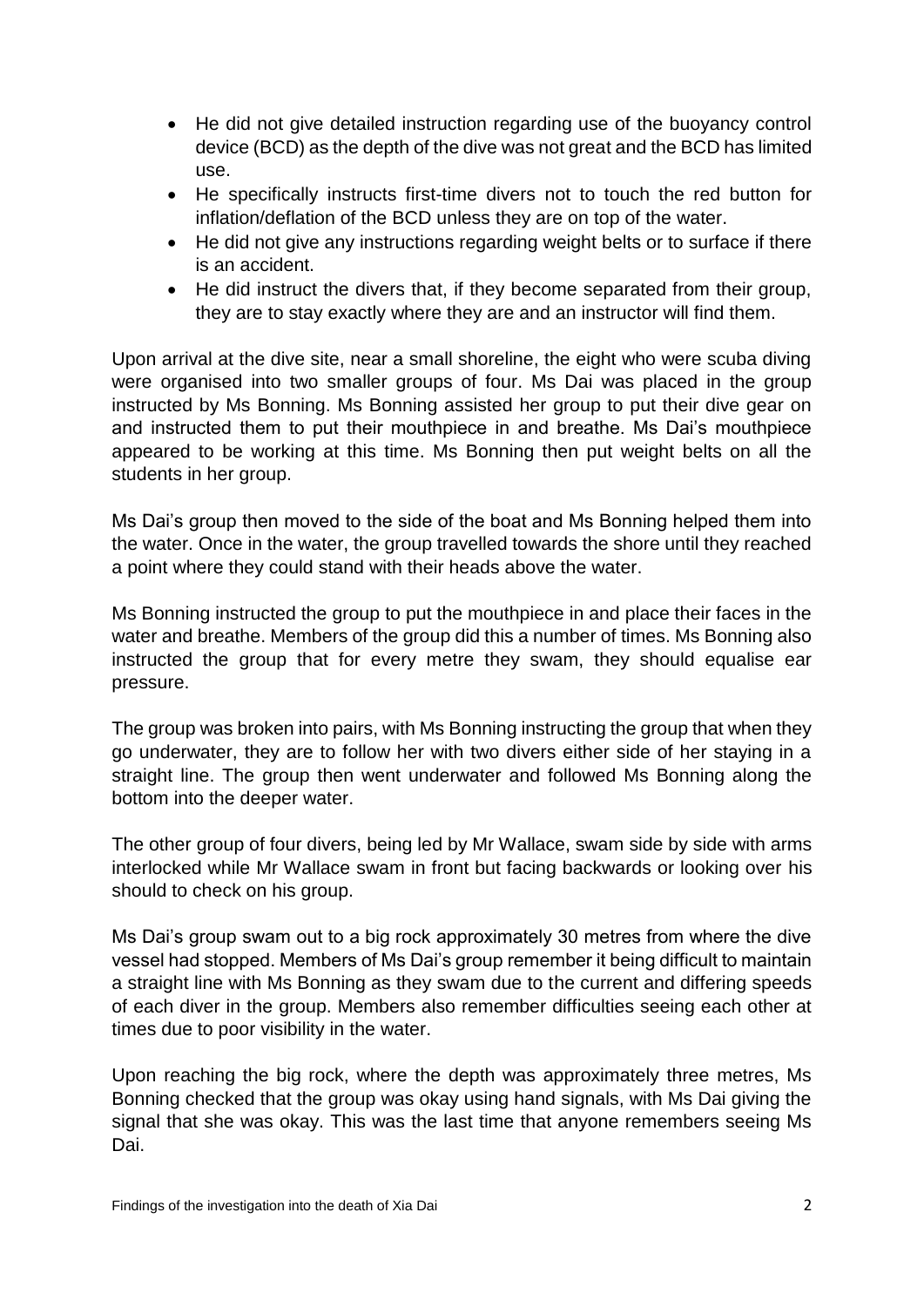- He did not give detailed instruction regarding use of the buoyancy control device (BCD) as the depth of the dive was not great and the BCD has limited use.
- He specifically instructs first-time divers not to touch the red button for inflation/deflation of the BCD unless they are on top of the water.
- He did not give any instructions regarding weight belts or to surface if there is an accident.
- He did instruct the divers that, if they become separated from their group, they are to stay exactly where they are and an instructor will find them.

Upon arrival at the dive site, near a small shoreline, the eight who were scuba diving were organised into two smaller groups of four. Ms Dai was placed in the group instructed by Ms Bonning. Ms Bonning assisted her group to put their dive gear on and instructed them to put their mouthpiece in and breathe. Ms Dai's mouthpiece appeared to be working at this time. Ms Bonning then put weight belts on all the students in her group.

Ms Dai's group then moved to the side of the boat and Ms Bonning helped them into the water. Once in the water, the group travelled towards the shore until they reached a point where they could stand with their heads above the water.

Ms Bonning instructed the group to put the mouthpiece in and place their faces in the water and breathe. Members of the group did this a number of times. Ms Bonning also instructed the group that for every metre they swam, they should equalise ear pressure.

The group was broken into pairs, with Ms Bonning instructing the group that when they go underwater, they are to follow her with two divers either side of her staying in a straight line. The group then went underwater and followed Ms Bonning along the bottom into the deeper water.

The other group of four divers, being led by Mr Wallace, swam side by side with arms interlocked while Mr Wallace swam in front but facing backwards or looking over his should to check on his group.

Ms Dai's group swam out to a big rock approximately 30 metres from where the dive vessel had stopped. Members of Ms Dai's group remember it being difficult to maintain a straight line with Ms Bonning as they swam due to the current and differing speeds of each diver in the group. Members also remember difficulties seeing each other at times due to poor visibility in the water.

Upon reaching the big rock, where the depth was approximately three metres, Ms Bonning checked that the group was okay using hand signals, with Ms Dai giving the signal that she was okay. This was the last time that anyone remembers seeing Ms Dai.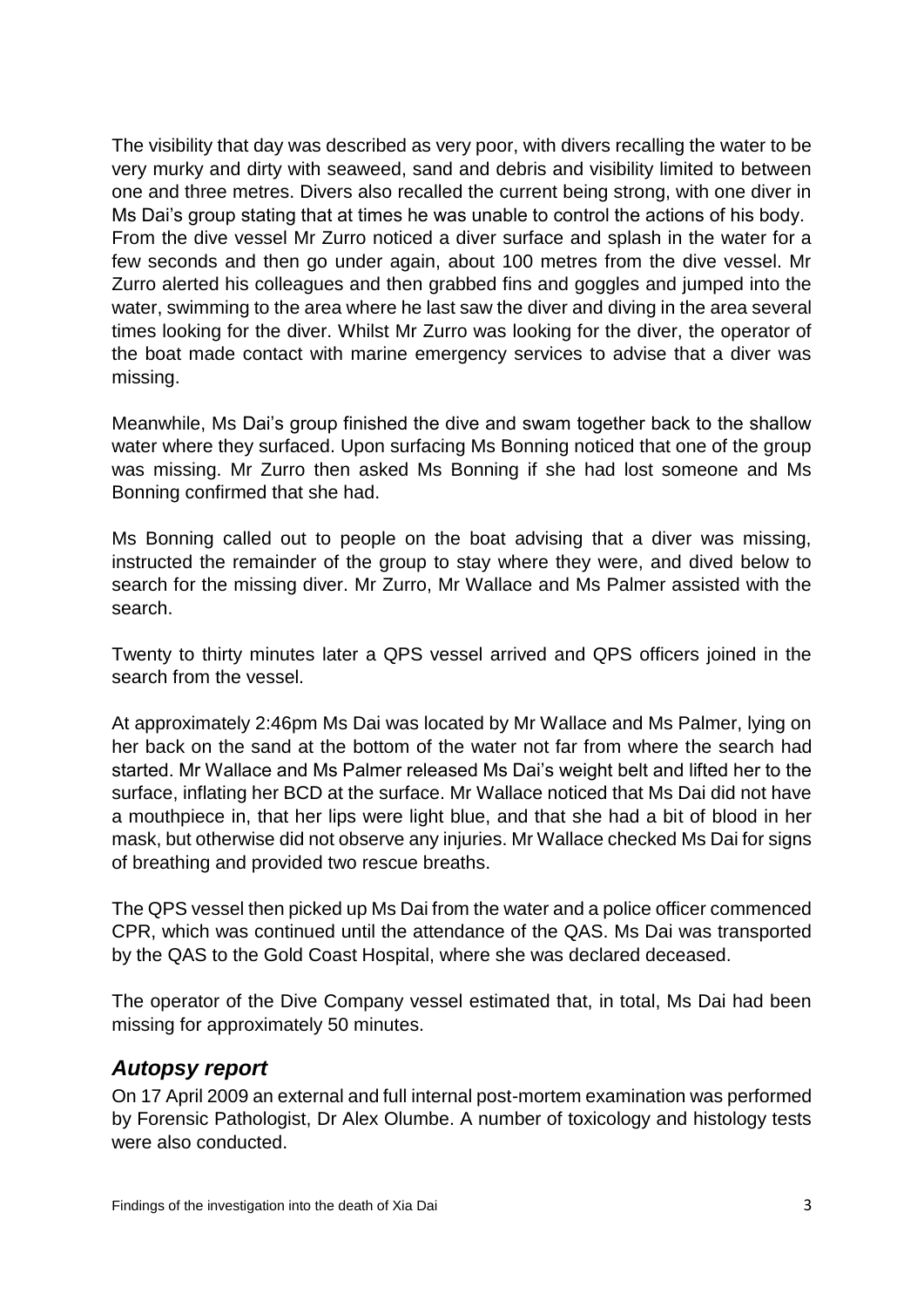The visibility that day was described as very poor, with divers recalling the water to be very murky and dirty with seaweed, sand and debris and visibility limited to between one and three metres. Divers also recalled the current being strong, with one diver in Ms Dai's group stating that at times he was unable to control the actions of his body. From the dive vessel Mr Zurro noticed a diver surface and splash in the water for a few seconds and then go under again, about 100 metres from the dive vessel. Mr Zurro alerted his colleagues and then grabbed fins and goggles and jumped into the water, swimming to the area where he last saw the diver and diving in the area several times looking for the diver. Whilst Mr Zurro was looking for the diver, the operator of the boat made contact with marine emergency services to advise that a diver was missing.

Meanwhile, Ms Dai's group finished the dive and swam together back to the shallow water where they surfaced. Upon surfacing Ms Bonning noticed that one of the group was missing. Mr Zurro then asked Ms Bonning if she had lost someone and Ms Bonning confirmed that she had.

Ms Bonning called out to people on the boat advising that a diver was missing, instructed the remainder of the group to stay where they were, and dived below to search for the missing diver. Mr Zurro, Mr Wallace and Ms Palmer assisted with the search.

Twenty to thirty minutes later a QPS vessel arrived and QPS officers joined in the search from the vessel.

At approximately 2:46pm Ms Dai was located by Mr Wallace and Ms Palmer, lying on her back on the sand at the bottom of the water not far from where the search had started. Mr Wallace and Ms Palmer released Ms Dai's weight belt and lifted her to the surface, inflating her BCD at the surface. Mr Wallace noticed that Ms Dai did not have a mouthpiece in, that her lips were light blue, and that she had a bit of blood in her mask, but otherwise did not observe any injuries. Mr Wallace checked Ms Dai for signs of breathing and provided two rescue breaths.

The QPS vessel then picked up Ms Dai from the water and a police officer commenced CPR, which was continued until the attendance of the QAS. Ms Dai was transported by the QAS to the Gold Coast Hospital, where she was declared deceased.

The operator of the Dive Company vessel estimated that, in total, Ms Dai had been missing for approximately 50 minutes.

## *Autopsy report*

On 17 April 2009 an external and full internal post-mortem examination was performed by Forensic Pathologist, Dr Alex Olumbe. A number of toxicology and histology tests were also conducted.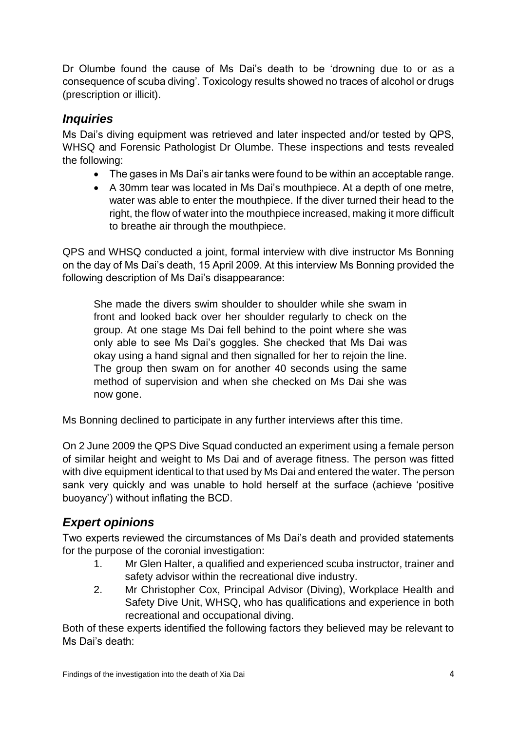Dr Olumbe found the cause of Ms Dai's death to be 'drowning due to or as a consequence of scuba diving'. Toxicology results showed no traces of alcohol or drugs (prescription or illicit).

## *Inquiries*

Ms Dai's diving equipment was retrieved and later inspected and/or tested by QPS, WHSQ and Forensic Pathologist Dr Olumbe. These inspections and tests revealed the following:

- The gases in Ms Dai's air tanks were found to be within an acceptable range.
- A 30mm tear was located in Ms Dai's mouthpiece. At a depth of one metre, water was able to enter the mouthpiece. If the diver turned their head to the right, the flow of water into the mouthpiece increased, making it more difficult to breathe air through the mouthpiece.

QPS and WHSQ conducted a joint, formal interview with dive instructor Ms Bonning on the day of Ms Dai's death, 15 April 2009. At this interview Ms Bonning provided the following description of Ms Dai's disappearance:

> She made the divers swim shoulder to shoulder while she swam in front and looked back over her shoulder regularly to check on the group. At one stage Ms Dai fell behind to the point where she was only able to see Ms Dai's goggles. She checked that Ms Dai was okay using a hand signal and then signalled for her to rejoin the line. The group then swam on for another 40 seconds using the same method of supervision and when she checked on Ms Dai she was now gone.

Ms Bonning declined to participate in any further interviews after this time.

On 2 June 2009 the QPS Dive Squad conducted an experiment using a female person of similar height and weight to Ms Dai and of average fitness. The person was fitted with dive equipment identical to that used by Ms Dai and entered the water. The person sank very quickly and was unable to hold herself at the surface (achieve 'positive buoyancy') without inflating the BCD.

## *Expert opinions*

Two experts reviewed the circumstances of Ms Dai's death and provided statements for the purpose of the coronial investigation:

1. Mr Glen Halter, a qualified and experienced scuba instructor, trainer and safety advisor within the recreational dive industry.
2. Mr Christopher Cox, Principal Advisor (Diving), Workplace Health and Safety Dive Unit, WHSQ, who has qualifications and experience in both recreational and occupational diving.

Both of these experts identified the following factors they believed may be relevant to Ms Dai's death: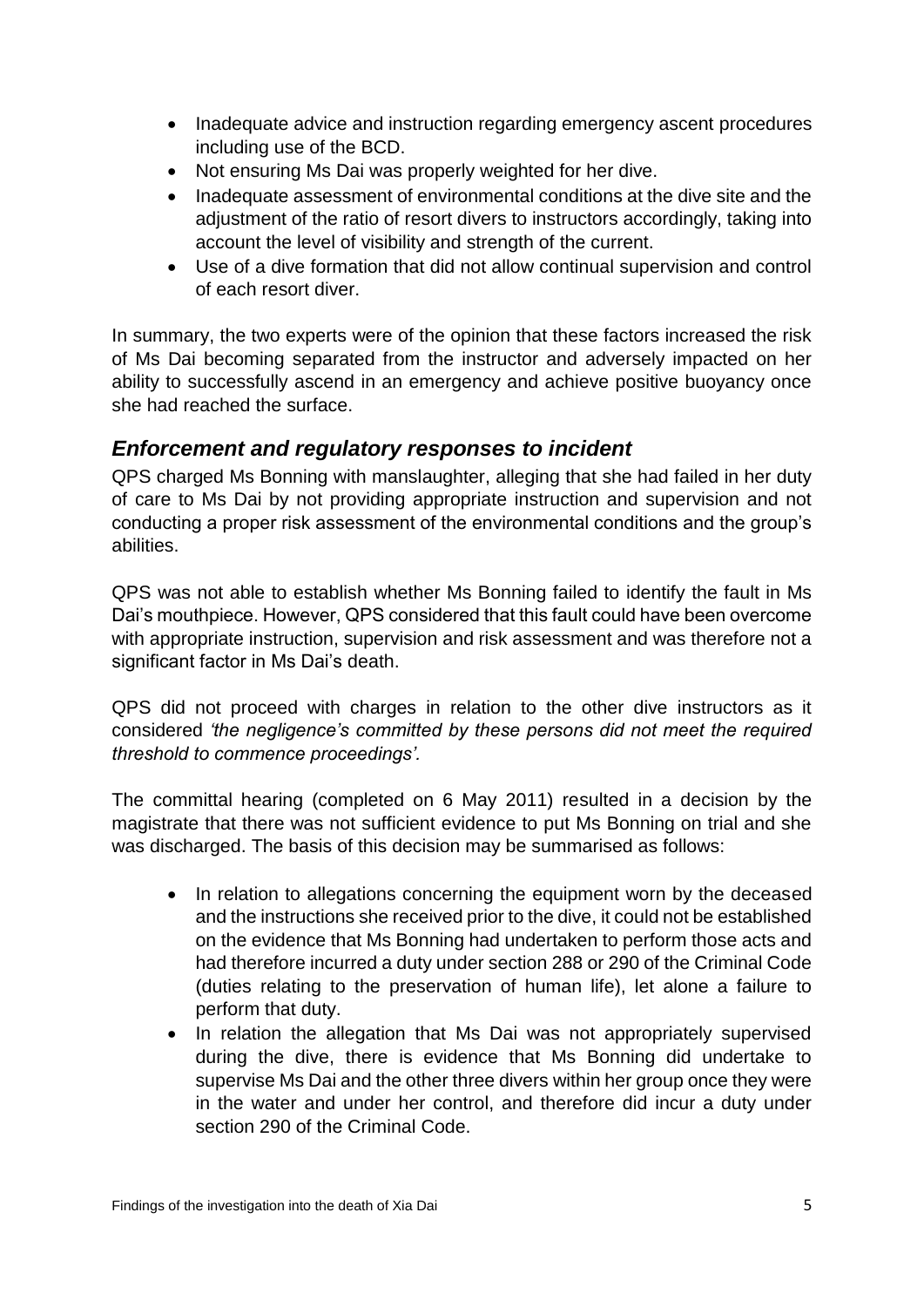- Inadequate advice and instruction regarding emergency ascent procedures including use of the BCD.
- Not ensuring Ms Dai was properly weighted for her dive.
- Inadequate assessment of environmental conditions at the dive site and the adjustment of the ratio of resort divers to instructors accordingly, taking into account the level of visibility and strength of the current.
- Use of a dive formation that did not allow continual supervision and control of each resort diver.

In summary, the two experts were of the opinion that these factors increased the risk of Ms Dai becoming separated from the instructor and adversely impacted on her ability to successfully ascend in an emergency and achieve positive buoyancy once she had reached the surface.

## *Enforcement and regulatory responses to incident*

QPS charged Ms Bonning with manslaughter, alleging that she had failed in her duty of care to Ms Dai by not providing appropriate instruction and supervision and not conducting a proper risk assessment of the environmental conditions and the group's abilities.

QPS was not able to establish whether Ms Bonning failed to identify the fault in Ms Dai's mouthpiece. However, QPS considered that this fault could have been overcome with appropriate instruction, supervision and risk assessment and was therefore not a significant factor in Ms Dai's death.

QPS did not proceed with charges in relation to the other dive instructors as it considered *'the negligence's committed by these persons did not meet the required threshold to commence proceedings'.*

The committal hearing (completed on 6 May 2011) resulted in a decision by the magistrate that there was not sufficient evidence to put Ms Bonning on trial and she was discharged. The basis of this decision may be summarised as follows:

- In relation to allegations concerning the equipment worn by the deceased and the instructions she received prior to the dive, it could not be established on the evidence that Ms Bonning had undertaken to perform those acts and had therefore incurred a duty under section 288 or 290 of the Criminal Code (duties relating to the preservation of human life), let alone a failure to perform that duty.
- In relation the allegation that Ms Dai was not appropriately supervised during the dive, there is evidence that Ms Bonning did undertake to supervise Ms Dai and the other three divers within her group once they were in the water and under her control, and therefore did incur a duty under section 290 of the Criminal Code.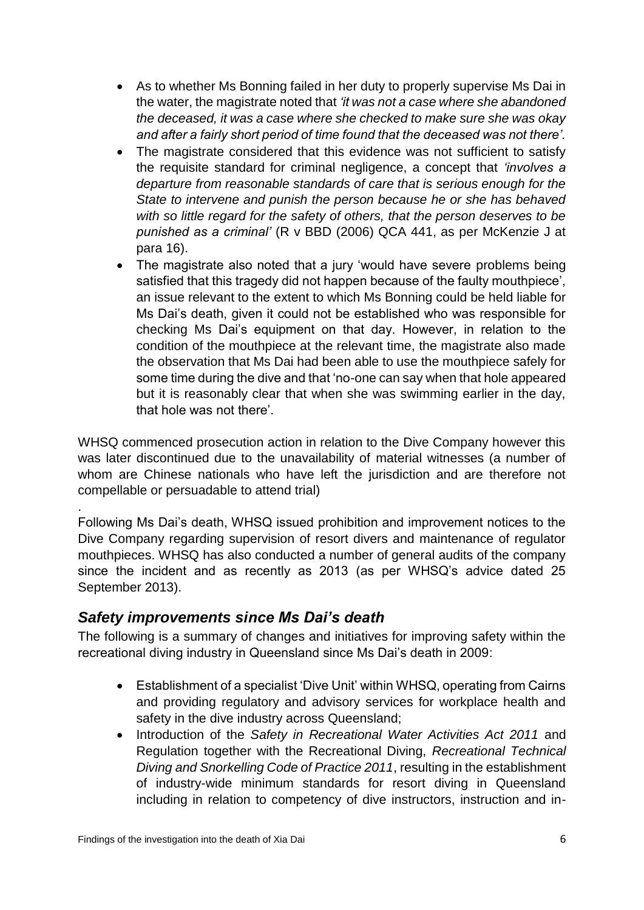- As to whether Ms Bonning failed in her duty to properly supervise Ms Dai in the water, the magistrate noted that *'it was not a case where she abandoned the deceased, it was a case where she checked to make sure she was okay and after a fairly short period of time found that the deceased was not there'.*
- The magistrate considered that this evidence was not sufficient to satisfy the requisite standard for criminal negligence, a concept that *'involves a departure from reasonable standards of care that is serious enough for the State to intervene and punish the person because he or she has behaved with so little regard for the safety of others, that the person deserves to be punished as a criminal'* (R v BBD (2006) QCA 441, as per McKenzie J at para 16).
- The magistrate also noted that a jury 'would have severe problems being satisfied that this tragedy did not happen because of the faulty mouthpiece', an issue relevant to the extent to which Ms Bonning could be held liable for Ms Dai's death, given it could not be established who was responsible for checking Ms Dai's equipment on that day. However, in relation to the condition of the mouthpiece at the relevant time, the magistrate also made the observation that Ms Dai had been able to use the mouthpiece safely for some time during the dive and that 'no-one can say when that hole appeared but it is reasonably clear that when she was swimming earlier in the day, that hole was not there'.

WHSQ commenced prosecution action in relation to the Dive Company however this was later discontinued due to the unavailability of material witnesses (a number of whom are Chinese nationals who have left the jurisdiction and are therefore not compellable or persuadable to attend trial)

.

Following Ms Dai's death, WHSQ issued prohibition and improvement notices to the Dive Company regarding supervision of resort divers and maintenance of regulator mouthpieces. WHSQ has also conducted a number of general audits of the company since the incident and as recently as 2013 (as per WHSQ's advice dated 25 September 2013).

## *Safety improvements since Ms Dai's death*

The following is a summary of changes and initiatives for improving safety within the recreational diving industry in Queensland since Ms Dai's death in 2009:

- Establishment of a specialist 'Dive Unit' within WHSQ, operating from Cairns and providing regulatory and advisory services for workplace health and safety in the dive industry across Queensland;
- Introduction of the *Safety in Recreational Water Activities Act 2011* and Regulation together with the Recreational Diving, *Recreational Technical Diving and Snorkelling Code of Practice 2011*, resulting in the establishment of industry-wide minimum standards for resort diving in Queensland including in relation to competency of dive instructors, instruction and in-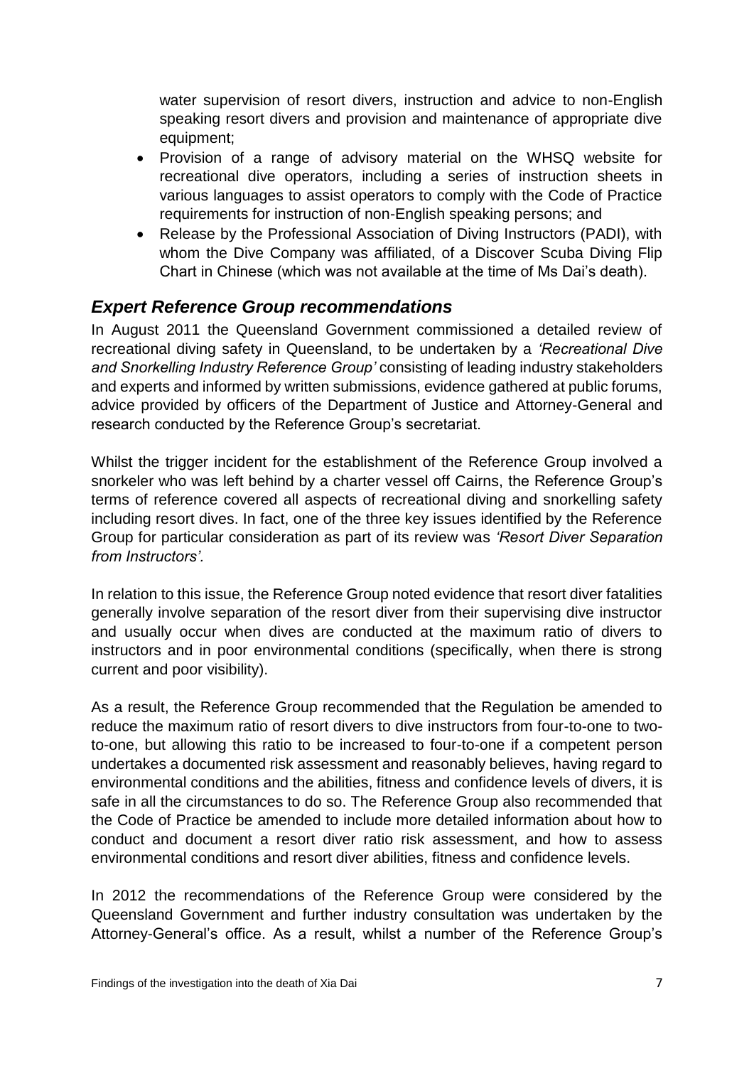water supervision of resort divers, instruction and advice to non-English speaking resort divers and provision and maintenance of appropriate dive equipment;

- Provision of a range of advisory material on the WHSQ website for recreational dive operators, including a series of instruction sheets in various languages to assist operators to comply with the Code of Practice requirements for instruction of non-English speaking persons; and
- Release by the Professional Association of Diving Instructors (PADI), with whom the Dive Company was affiliated, of a Discover Scuba Diving Flip Chart in Chinese (which was not available at the time of Ms Dai's death).

## *Expert Reference Group recommendations*

In August 2011 the Queensland Government commissioned a detailed review of recreational diving safety in Queensland, to be undertaken by a *'Recreational Dive and Snorkelling Industry Reference Group'* consisting of leading industry stakeholders and experts and informed by written submissions, evidence gathered at public forums, advice provided by officers of the Department of Justice and Attorney-General and research conducted by the Reference Group's secretariat.

Whilst the trigger incident for the establishment of the Reference Group involved a snorkeler who was left behind by a charter vessel off Cairns, the Reference Group's terms of reference covered all aspects of recreational diving and snorkelling safety including resort dives. In fact, one of the three key issues identified by the Reference Group for particular consideration as part of its review was *'Resort Diver Separation from Instructors'.*

In relation to this issue, the Reference Group noted evidence that resort diver fatalities generally involve separation of the resort diver from their supervising dive instructor and usually occur when dives are conducted at the maximum ratio of divers to instructors and in poor environmental conditions (specifically, when there is strong current and poor visibility).

As a result, the Reference Group recommended that the Regulation be amended to reduce the maximum ratio of resort divers to dive instructors from four-to-one to two-to-one, but allowing this ratio to be increased to four-to-one if a competent person undertakes a documented risk assessment and reasonably believes, having regard to environmental conditions and the abilities, fitness and confidence levels of divers, it is safe in all the circumstances to do so. The Reference Group also recommended that the Code of Practice be amended to include more detailed information about how to conduct and document a resort diver ratio risk assessment, and how to assess environmental conditions and resort diver abilities, fitness and confidence levels.

In 2012 the recommendations of the Reference Group were considered by the Queensland Government and further industry consultation was undertaken by the Attorney-General's office. As a result, whilst a number of the Reference Group's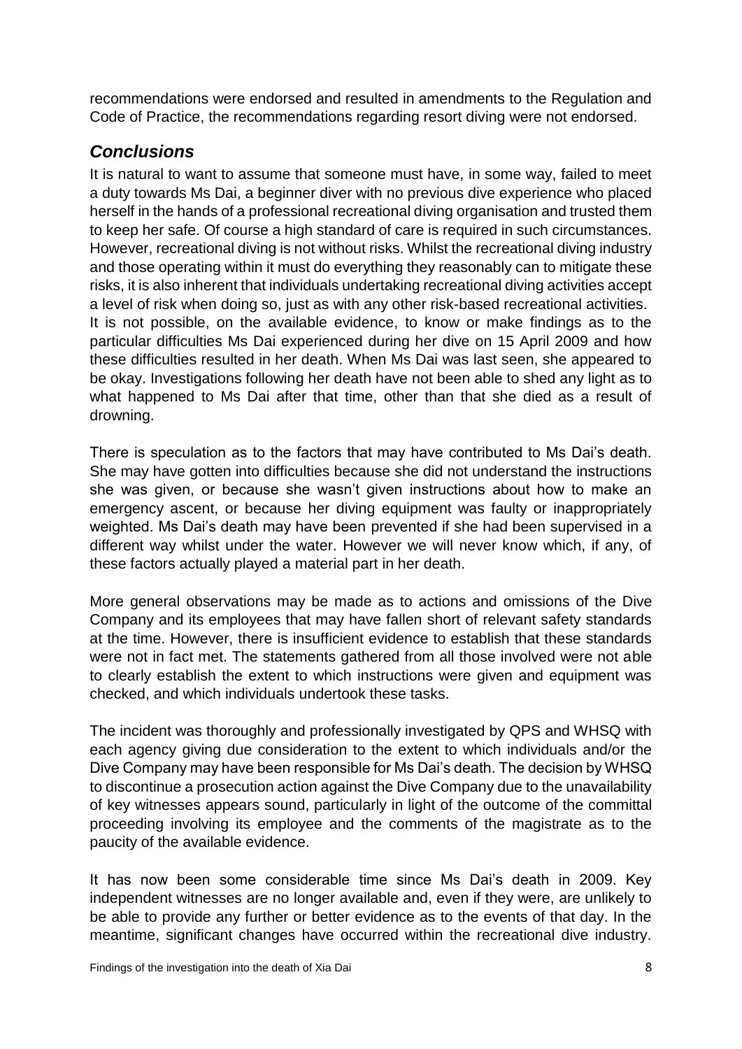recommendations were endorsed and resulted in amendments to the Regulation and Code of Practice, the recommendations regarding resort diving were not endorsed.

## *Conclusions*

It is natural to want to assume that someone must have, in some way, failed to meet a duty towards Ms Dai, a beginner diver with no previous dive experience who placed herself in the hands of a professional recreational diving organisation and trusted them to keep her safe. Of course a high standard of care is required in such circumstances. However, recreational diving is not without risks. Whilst the recreational diving industry and those operating within it must do everything they reasonably can to mitigate these risks, it is also inherent that individuals undertaking recreational diving activities accept a level of risk when doing so, just as with any other risk-based recreational activities.

It is not possible, on the available evidence, to know or make findings as to the particular difficulties Ms Dai experienced during her dive on 15 April 2009 and how these difficulties resulted in her death. When Ms Dai was last seen, she appeared to be okay. Investigations following her death have not been able to shed any light as to what happened to Ms Dai after that time, other than that she died as a result of drowning.

There is speculation as to the factors that may have contributed to Ms Dai's death. She may have gotten into difficulties because she did not understand the instructions she was given, or because she wasn't given instructions about how to make an emergency ascent, or because her diving equipment was faulty or inappropriately weighted. Ms Dai's death may have been prevented if she had been supervised in a different way whilst under the water. However we will never know which, if any, of these factors actually played a material part in her death.

More general observations may be made as to actions and omissions of the Dive Company and its employees that may have fallen short of relevant safety standards at the time. However, there is insufficient evidence to establish that these standards were not in fact met. The statements gathered from all those involved were not able to clearly establish the extent to which instructions were given and equipment was checked, and which individuals undertook these tasks.

The incident was thoroughly and professionally investigated by QPS and WHSQ with each agency giving due consideration to the extent to which individuals and/or the Dive Company may have been responsible for Ms Dai's death. The decision by WHSQ to discontinue a prosecution action against the Dive Company due to the unavailability of key witnesses appears sound, particularly in light of the outcome of the committal proceeding involving its employee and the comments of the magistrate as to the paucity of the available evidence.

It has now been some considerable time since Ms Dai's death in 2009. Key independent witnesses are no longer available and, even if they were, are unlikely to be able to provide any further or better evidence as to the events of that day. In the meantime, significant changes have occurred within the recreational dive industry.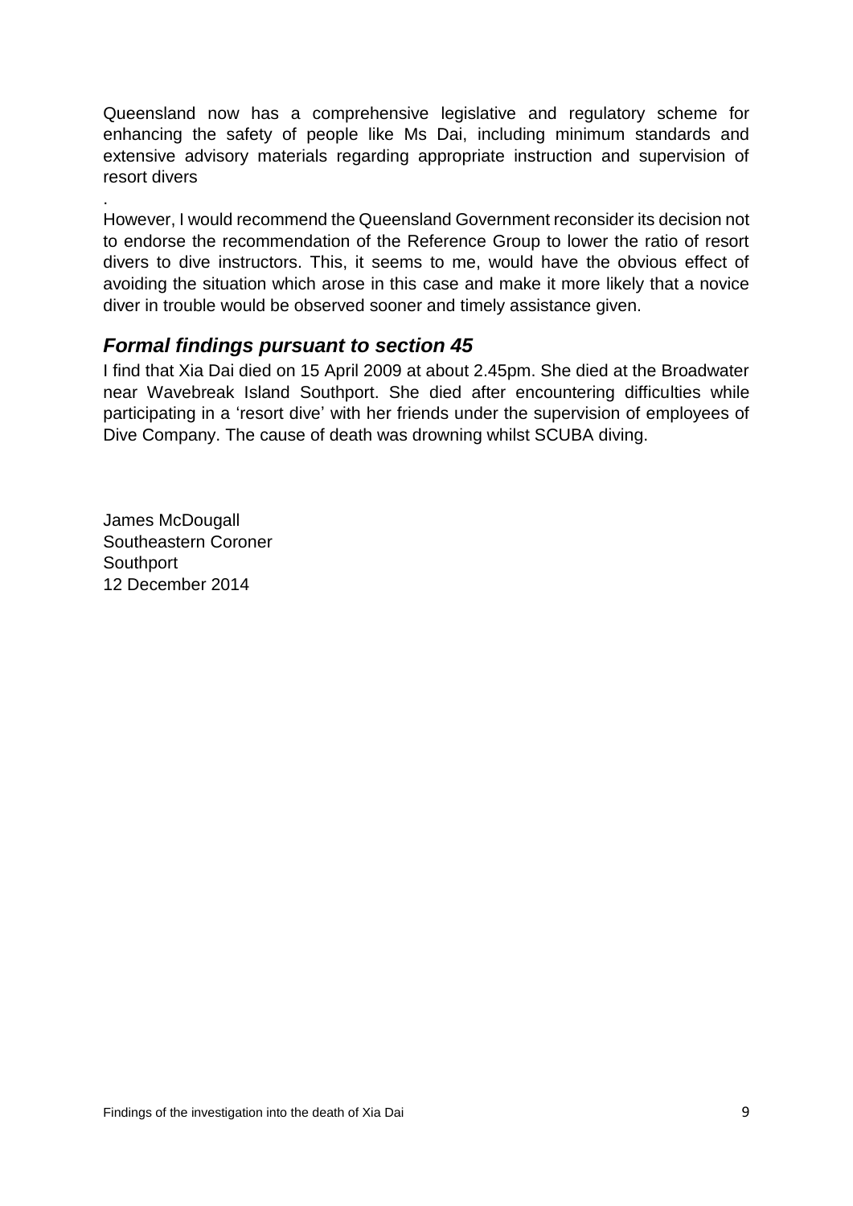Queensland now has a comprehensive legislative and regulatory scheme for enhancing the safety of people like Ms Dai, including minimum standards and extensive advisory materials regarding appropriate instruction and supervision of resort divers

.

However, I would recommend the Queensland Government reconsider its decision not to endorse the recommendation of the Reference Group to lower the ratio of resort divers to dive instructors. This, it seems to me, would have the obvious effect of avoiding the situation which arose in this case and make it more likely that a novice diver in trouble would be observed sooner and timely assistance given.

## *Formal findings pursuant to section 45*

I find that Xia Dai died on 15 April 2009 at about 2.45pm. She died at the Broadwater near Wavebreak Island Southport. She died after encountering difficulties while participating in a 'resort dive' with her friends under the supervision of employees of Dive Company. The cause of death was drowning whilst SCUBA diving.

James McDougall
Southeastern Coroner
Southport
12 December 2014